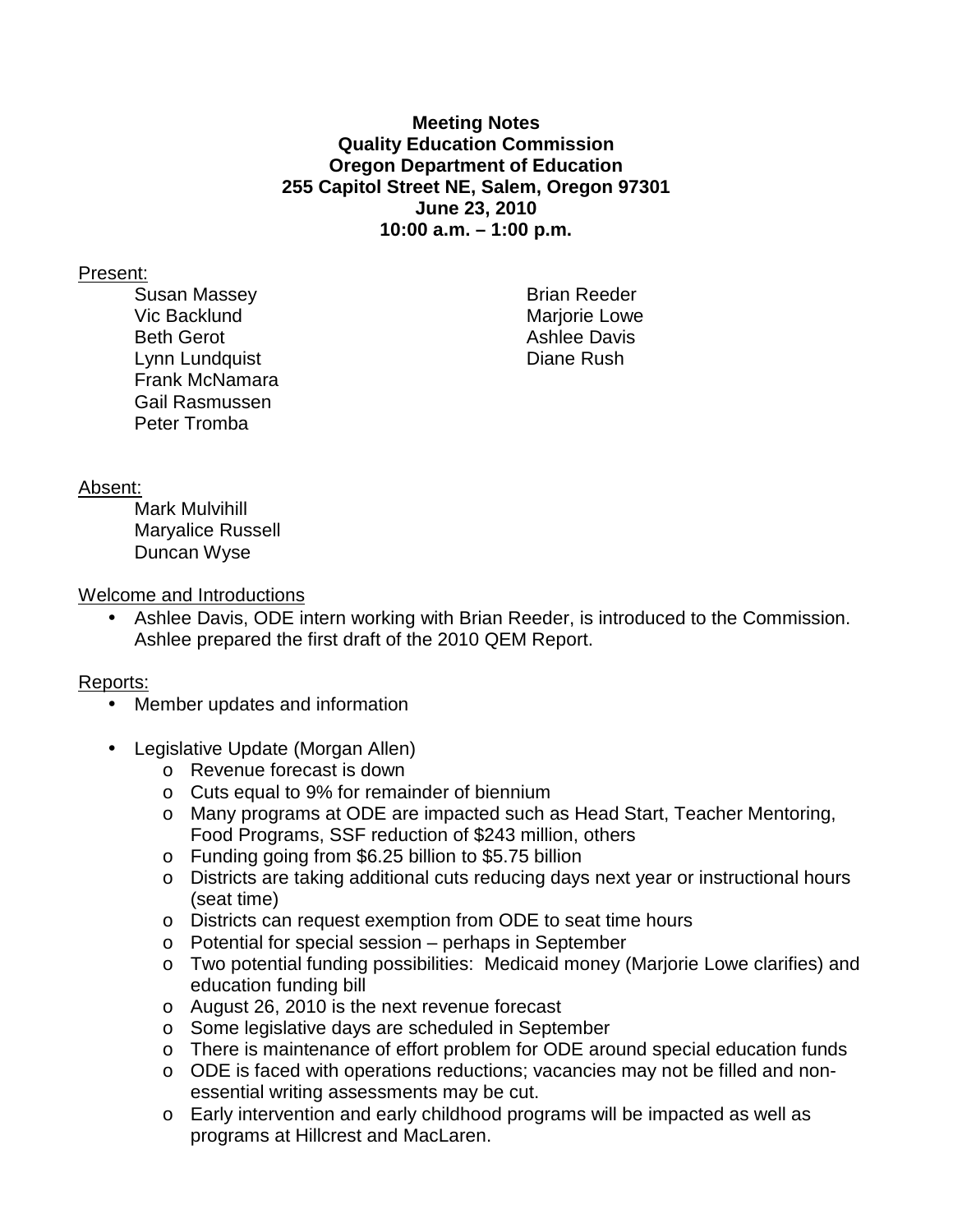**Meeting Notes**
**Quality Education Commission**
**Oregon Department of Education**
**255 Capitol Street NE, Salem, Oregon 97301**
**June 23, 2010**
**10:00 a.m. – 1:00 p.m.**

Present:

- Susan Massey
- Vic Backlund
- Beth Gerot
- Lynn Lundquist
- Frank McNamara
- Gail Rasmussen
- Peter Tromba
- Brian Reeder
- Marjorie Lowe
- Ashlee Davis
- Diane Rush

Absent:

- Mark Mulvihill
- Maryalice Russell
- Duncan Wyse

Welcome and Introductions

- Ashlee Davis, ODE intern working with Brian Reeder, is introduced to the Commission. Ashlee prepared the first draft of the 2010 QEM Report.

Reports:

- Member updates and information
- Legislative Update (Morgan Allen)
  - Revenue forecast is down
  - Cuts equal to 9% for remainder of biennium
  - Many programs at ODE are impacted such as Head Start, Teacher Mentoring, Food Programs, SSF reduction of $243 million, others
  - Funding going from $6.25 billion to $5.75 billion
  - Districts are taking additional cuts reducing days next year or instructional hours (seat time)
  - Districts can request exemption from ODE to seat time hours
  - Potential for special session – perhaps in September
  - Two potential funding possibilities: Medicaid money (Marjorie Lowe clarifies) and education funding bill
  - August 26, 2010 is the next revenue forecast
  - Some legislative days are scheduled in September
  - There is maintenance of effort problem for ODE around special education funds
  - ODE is faced with operations reductions; vacancies may not be filled and non-essential writing assessments may be cut.
  - Early intervention and early childhood programs will be impacted as well as programs at Hillcrest and MacLaren.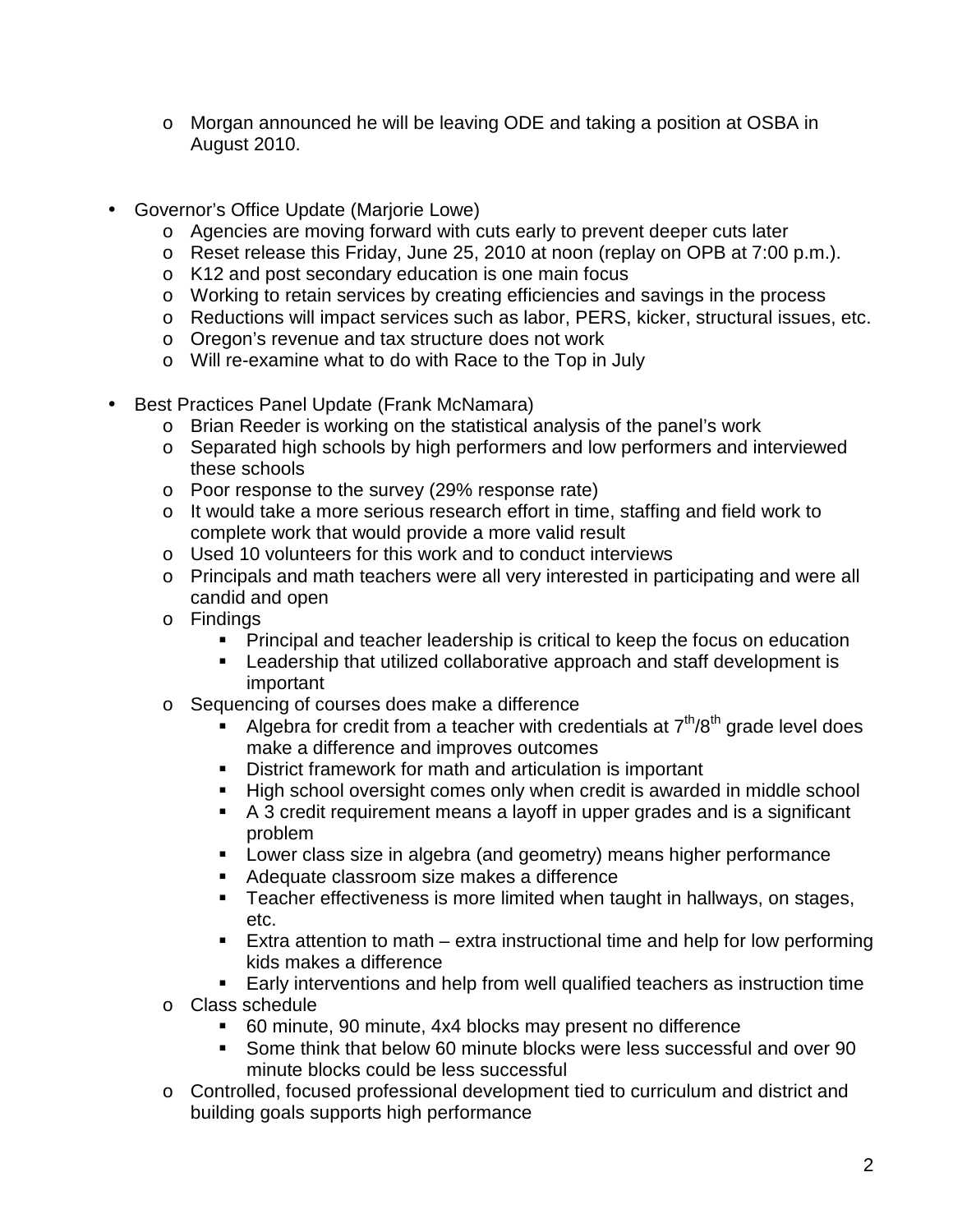- Morgan announced he will be leaving ODE and taking a position at OSBA in August 2010.

- Governor's Office Update (Marjorie Lowe)
  - Agencies are moving forward with cuts early to prevent deeper cuts later
  - Reset release this Friday, June 25, 2010 at noon (replay on OPB at 7:00 p.m.).
  - K12 and post secondary education is one main focus
  - Working to retain services by creating efficiencies and savings in the process
  - Reductions will impact services such as labor, PERS, kicker, structural issues, etc.
  - Oregon's revenue and tax structure does not work
  - Will re-examine what to do with Race to the Top in July

- Best Practices Panel Update (Frank McNamara)
  - Brian Reeder is working on the statistical analysis of the panel's work
  - Separated high schools by high performers and low performers and interviewed these schools
  - Poor response to the survey (29% response rate)
  - It would take a more serious research effort in time, staffing and field work to complete work that would provide a more valid result
  - Used 10 volunteers for this work and to conduct interviews
  - Principals and math teachers were all very interested in participating and were all candid and open
  - Findings
    - Principal and teacher leadership is critical to keep the focus on education
    - Leadership that utilized collaborative approach and staff development is important
  - Sequencing of courses does make a difference
    - Algebra for credit from a teacher with credentials at 7th/8th grade level does make a difference and improves outcomes
    - District framework for math and articulation is important
    - High school oversight comes only when credit is awarded in middle school
    - A 3 credit requirement means a layoff in upper grades and is a significant problem
    - Lower class size in algebra (and geometry) means higher performance
    - Adequate classroom size makes a difference
    - Teacher effectiveness is more limited when taught in hallways, on stages, etc.
    - Extra attention to math – extra instructional time and help for low performing kids makes a difference
    - Early interventions and help from well qualified teachers as instruction time
  - Class schedule
    - 60 minute, 90 minute, 4x4 blocks may present no difference
    - Some think that below 60 minute blocks were less successful and over 90 minute blocks could be less successful
  - Controlled, focused professional development tied to curriculum and district and building goals supports high performance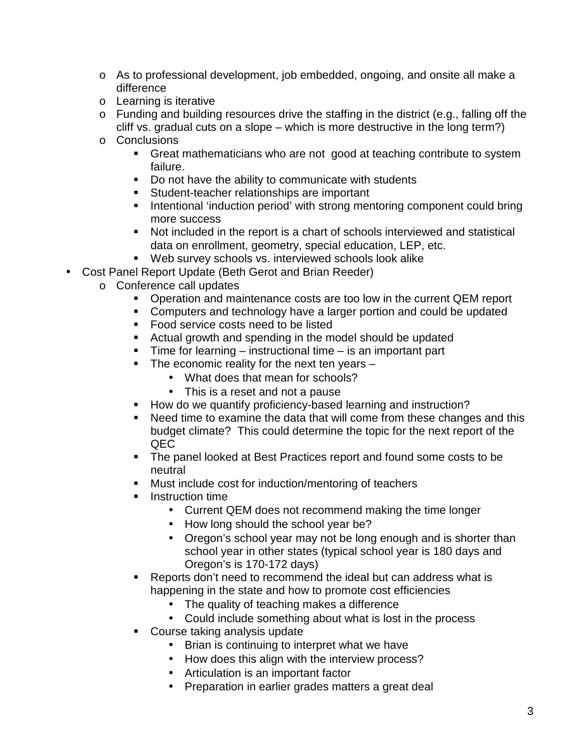- As to professional development, job embedded, ongoing, and onsite all make a difference
    - Learning is iterative
    - Funding and building resources drive the staffing in the district (e.g., falling off the cliff vs. gradual cuts on a slope – which is more destructive in the long term?)
    - Conclusions
        - Great mathematicians who are not good at teaching contribute to system failure.
        - Do not have the ability to communicate with students
        - Student-teacher relationships are important
        - Intentional 'induction period' with strong mentoring component could bring more success
        - Not included in the report is a chart of schools interviewed and statistical data on enrollment, geometry, special education, LEP, etc.
        - Web survey schools vs. interviewed schools look alike
- Cost Panel Report Update (Beth Gerot and Brian Reeder)
    - Conference call updates
        - Operation and maintenance costs are too low in the current QEM report
        - Computers and technology have a larger portion and could be updated
        - Food service costs need to be listed
        - Actual growth and spending in the model should be updated
        - Time for learning – instructional time – is an important part
        - The economic reality for the next ten years –
            - What does that mean for schools?
            - This is a reset and not a pause
        - How do we quantify proficiency-based learning and instruction?
        - Need time to examine the data that will come from these changes and this budget climate? This could determine the topic for the next report of the QEC
        - The panel looked at Best Practices report and found some costs to be neutral
        - Must include cost for induction/mentoring of teachers
        - Instruction time
            - Current QEM does not recommend making the time longer
            - How long should the school year be?
            - Oregon's school year may not be long enough and is shorter than school year in other states (typical school year is 180 days and Oregon's is 170-172 days)
        - Reports don't need to recommend the ideal but can address what is happening in the state and how to promote cost efficiencies
            - The quality of teaching makes a difference
            - Could include something about what is lost in the process
        - Course taking analysis update
            - Brian is continuing to interpret what we have
            - How does this align with the interview process?
            - Articulation is an important factor
            - Preparation in earlier grades matters a great deal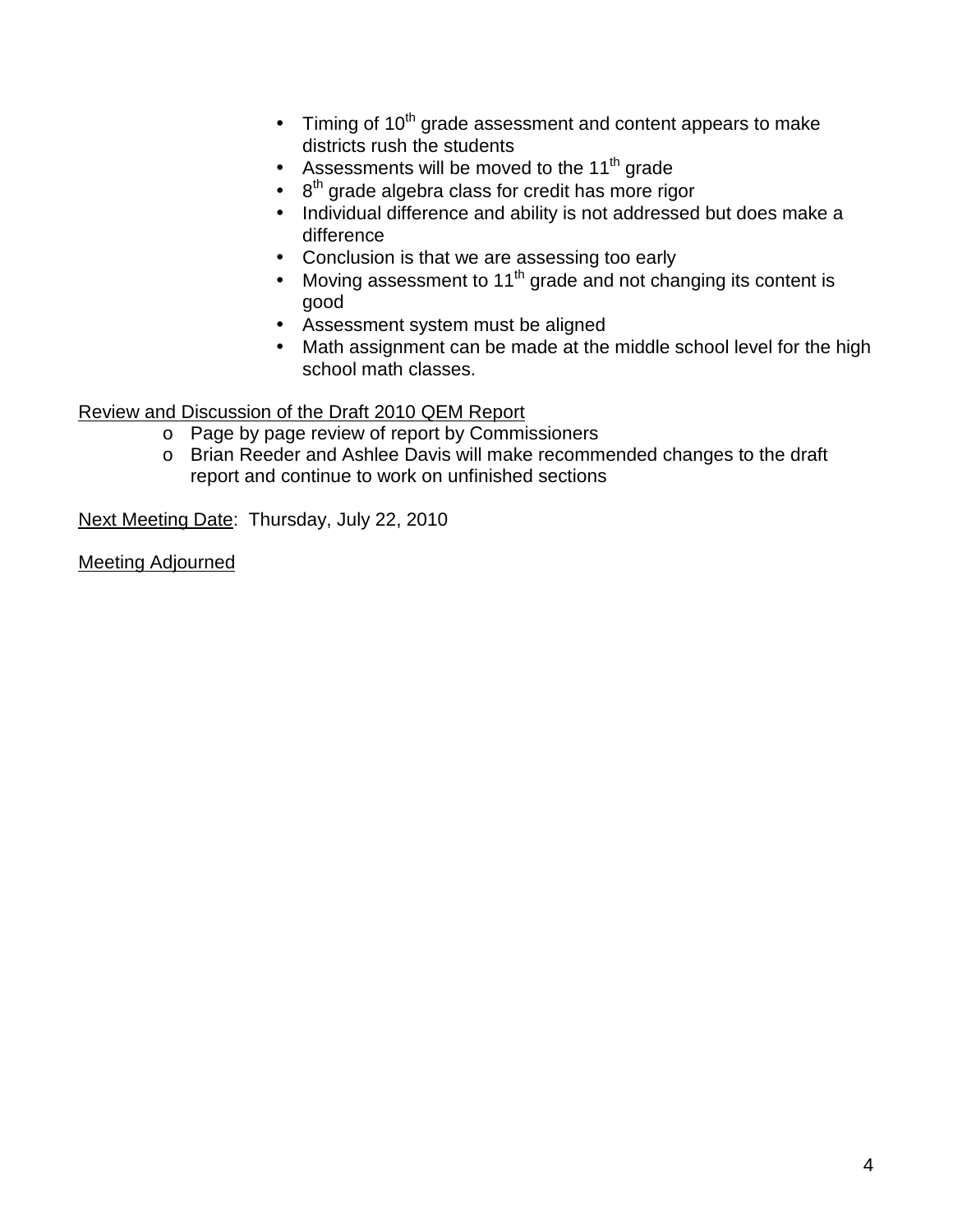- Timing of 10th grade assessment and content appears to make districts rush the students
- Assessments will be moved to the 11th grade
- 8th grade algebra class for credit has more rigor
- Individual difference and ability is not addressed but does make a difference
- Conclusion is that we are assessing too early
- Moving assessment to 11th grade and not changing its content is good
- Assessment system must be aligned
- Math assignment can be made at the middle school level for the high school math classes.

<u>Review and Discussion of the Draft 2010 QEM Report</u>

- Page by page review of report by Commissioners
- Brian Reeder and Ashlee Davis will make recommended changes to the draft report and continue to work on unfinished sections

<u>Next Meeting Date</u>: Thursday, July 22, 2010

<u>Meeting Adjourned</u>